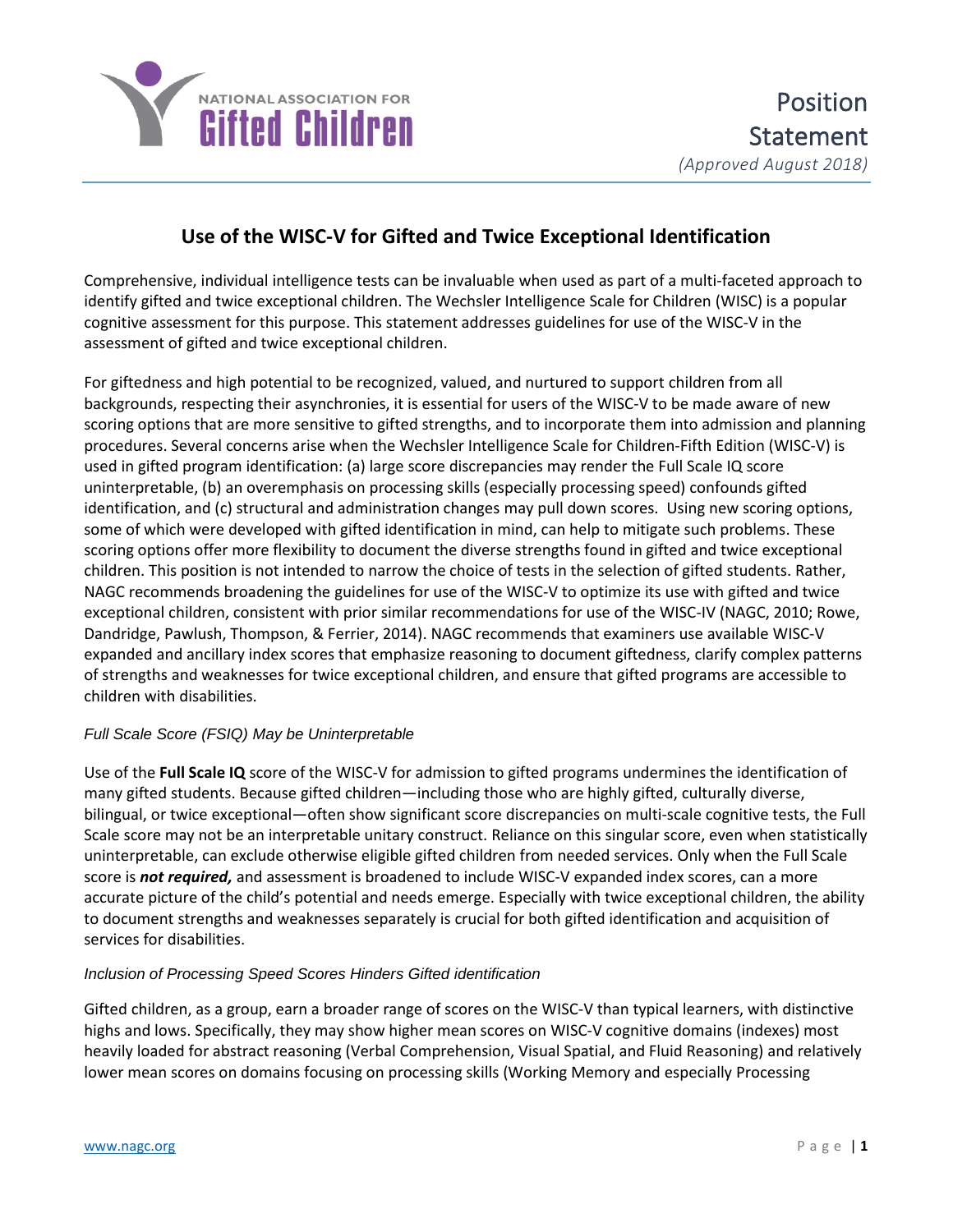NATIONAL ASSOCIATION FOR **Gifted Children**

Position Statement
*(Approved August 2018)*

# Use of the WISC-V for Gifted and Twice Exceptional Identification

Comprehensive, individual intelligence tests can be invaluable when used as part of a multi-faceted approach to identify gifted and twice exceptional children. The Wechsler Intelligence Scale for Children (WISC) is a popular cognitive assessment for this purpose. This statement addresses guidelines for use of the WISC-V in the assessment of gifted and twice exceptional children.

For giftedness and high potential to be recognized, valued, and nurtured to support children from all backgrounds, respecting their asynchronies, it is essential for users of the WISC-V to be made aware of new scoring options that are more sensitive to gifted strengths, and to incorporate them into admission and planning procedures. Several concerns arise when the Wechsler Intelligence Scale for Children-Fifth Edition (WISC-V) is used in gifted program identification: (a) large score discrepancies may render the Full Scale IQ score uninterpretable, (b) an overemphasis on processing skills (especially processing speed) confounds gifted identification, and (c) structural and administration changes may pull down scores. Using new scoring options, some of which were developed with gifted identification in mind, can help to mitigate such problems. These scoring options offer more flexibility to document the diverse strengths found in gifted and twice exceptional children. This position is not intended to narrow the choice of tests in the selection of gifted students. Rather, NAGC recommends broadening the guidelines for use of the WISC-V to optimize its use with gifted and twice exceptional children, consistent with prior similar recommendations for use of the WISC-IV (NAGC, 2010; Rowe, Dandridge, Pawlush, Thompson, & Ferrier, 2014). NAGC recommends that examiners use available WISC-V expanded and ancillary index scores that emphasize reasoning to document giftedness, clarify complex patterns of strengths and weaknesses for twice exceptional children, and ensure that gifted programs are accessible to children with disabilities.

### *Full Scale Score (FSIQ) May be Uninterpretable*

Use of the **Full Scale IQ** score of the WISC-V for admission to gifted programs undermines the identification of many gifted students. Because gifted children—including those who are highly gifted, culturally diverse, bilingual, or twice exceptional—often show significant score discrepancies on multi-scale cognitive tests, the Full Scale score may not be an interpretable unitary construct. Reliance on this singular score, even when statistically uninterpretable, can exclude otherwise eligible gifted children from needed services. Only when the Full Scale score is ***not required,*** and assessment is broadened to include WISC-V expanded index scores, can a more accurate picture of the child's potential and needs emerge. Especially with twice exceptional children, the ability to document strengths and weaknesses separately is crucial for both gifted identification and acquisition of services for disabilities.

### *Inclusion of Processing Speed Scores Hinders Gifted identification*

Gifted children, as a group, earn a broader range of scores on the WISC-V than typical learners, with distinctive highs and lows. Specifically, they may show higher mean scores on WISC-V cognitive domains (indexes) most heavily loaded for abstract reasoning (Verbal Comprehension, Visual Spatial, and Fluid Reasoning) and relatively lower mean scores on domains focusing on processing skills (Working Memory and especially Processing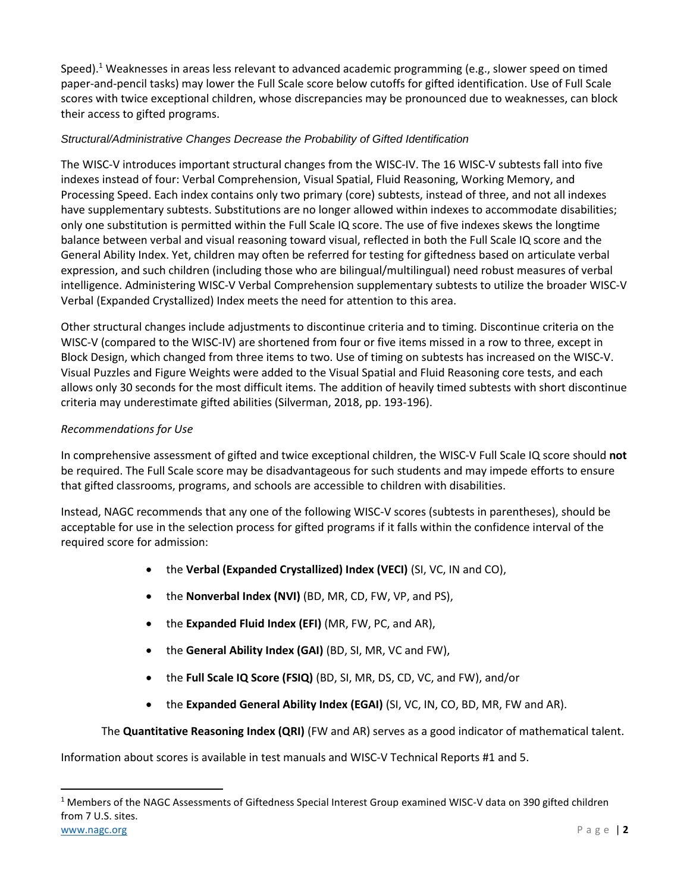Speed).[1] Weaknesses in areas less relevant to advanced academic programming (e.g., slower speed on timed paper-and-pencil tasks) may lower the Full Scale score below cutoffs for gifted identification. Use of Full Scale scores with twice exceptional children, whose discrepancies may be pronounced due to weaknesses, can block their access to gifted programs.

### *Structural/Administrative Changes Decrease the Probability of Gifted Identification*

The WISC-V introduces important structural changes from the WISC-IV. The 16 WISC-V subtests fall into five indexes instead of four: Verbal Comprehension, Visual Spatial, Fluid Reasoning, Working Memory, and Processing Speed. Each index contains only two primary (core) subtests, instead of three, and not all indexes have supplementary subtests. Substitutions are no longer allowed within indexes to accommodate disabilities; only one substitution is permitted within the Full Scale IQ score. The use of five indexes skews the longtime balance between verbal and visual reasoning toward visual, reflected in both the Full Scale IQ score and the General Ability Index. Yet, children may often be referred for testing for giftedness based on articulate verbal expression, and such children (including those who are bilingual/multilingual) need robust measures of verbal intelligence. Administering WISC-V Verbal Comprehension supplementary subtests to utilize the broader WISC-V Verbal (Expanded Crystallized) Index meets the need for attention to this area.

Other structural changes include adjustments to discontinue criteria and to timing. Discontinue criteria on the WISC-V (compared to the WISC-IV) are shortened from four or five items missed in a row to three, except in Block Design, which changed from three items to two. Use of timing on subtests has increased on the WISC-V. Visual Puzzles and Figure Weights were added to the Visual Spatial and Fluid Reasoning core tests, and each allows only 30 seconds for the most difficult items. The addition of heavily timed subtests with short discontinue criteria may underestimate gifted abilities (Silverman, 2018, pp. 193-196).

### *Recommendations for Use*

In comprehensive assessment of gifted and twice exceptional children, the WISC-V Full Scale IQ score should **not** be required. The Full Scale score may be disadvantageous for such students and may impede efforts to ensure that gifted classrooms, programs, and schools are accessible to children with disabilities.

Instead, NAGC recommends that any one of the following WISC-V scores (subtests in parentheses), should be acceptable for use in the selection process for gifted programs if it falls within the confidence interval of the required score for admission:

- the **Verbal (Expanded Crystallized) Index (VECI)** (SI, VC, IN and CO),
- the **Nonverbal Index (NVI)** (BD, MR, CD, FW, VP, and PS),
- the **Expanded Fluid Index (EFI)** (MR, FW, PC, and AR),
- the **General Ability Index (GAI)** (BD, SI, MR, VC and FW),
- the **Full Scale IQ Score (FSIQ)** (BD, SI, MR, DS, CD, VC, and FW), and/or
- the **Expanded General Ability Index (EGAI)** (SI, VC, IN, CO, BD, MR, FW and AR).

The **Quantitative Reasoning Index (QRI)** (FW and AR) serves as a good indicator of mathematical talent.

Information about scores is available in test manuals and WISC-V Technical Reports #1 and 5.

[1] Members of the NAGC Assessments of Giftedness Special Interest Group examined WISC-V data on 390 gifted children from 7 U.S. sites.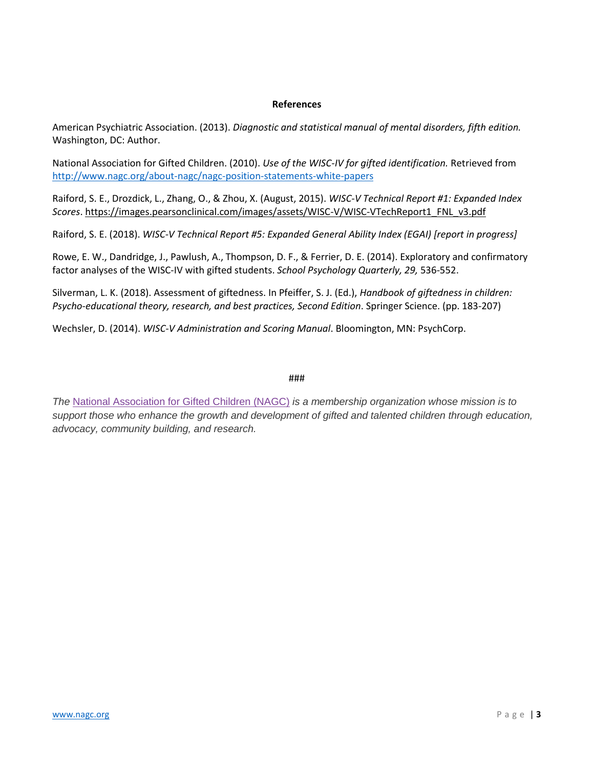## References

American Psychiatric Association. (2013). *Diagnostic and statistical manual of mental disorders, fifth edition.* Washington, DC: Author.

National Association for Gifted Children. (2010). *Use of the WISC-IV for gifted identification.* Retrieved from http://www.nagc.org/about-nagc/nagc-position-statements-white-papers

Raiford, S. E., Drozdick, L., Zhang, O., & Zhou, X. (August, 2015). *WISC-V Technical Report #1: Expanded Index Scores*. https://images.pearsonclinical.com/images/assets/WISC-V/WISC-VTechReport1_FNL_v3.pdf

Raiford, S. E. (2018). *WISC-V Technical Report #5: Expanded General Ability Index (EGAI) [report in progress]*

Rowe, E. W., Dandridge, J., Pawlush, A., Thompson, D. F., & Ferrier, D. E. (2014). Exploratory and confirmatory factor analyses of the WISC-IV with gifted students. *School Psychology Quarterly, 29,* 536-552.

Silverman, L. K. (2018). Assessment of giftedness. In Pfeiffer, S. J. (Ed.), *Handbook of giftedness in children: Psycho-educational theory, research, and best practices, Second Edition*. Springer Science. (pp. 183-207)

Wechsler, D. (2014). *WISC-V Administration and Scoring Manual*. Bloomington, MN: PsychCorp.

###

*The* National Association for Gifted Children (NAGC) *is a membership organization whose mission is to support those who enhance the growth and development of gifted and talented children through education, advocacy, community building, and research.*